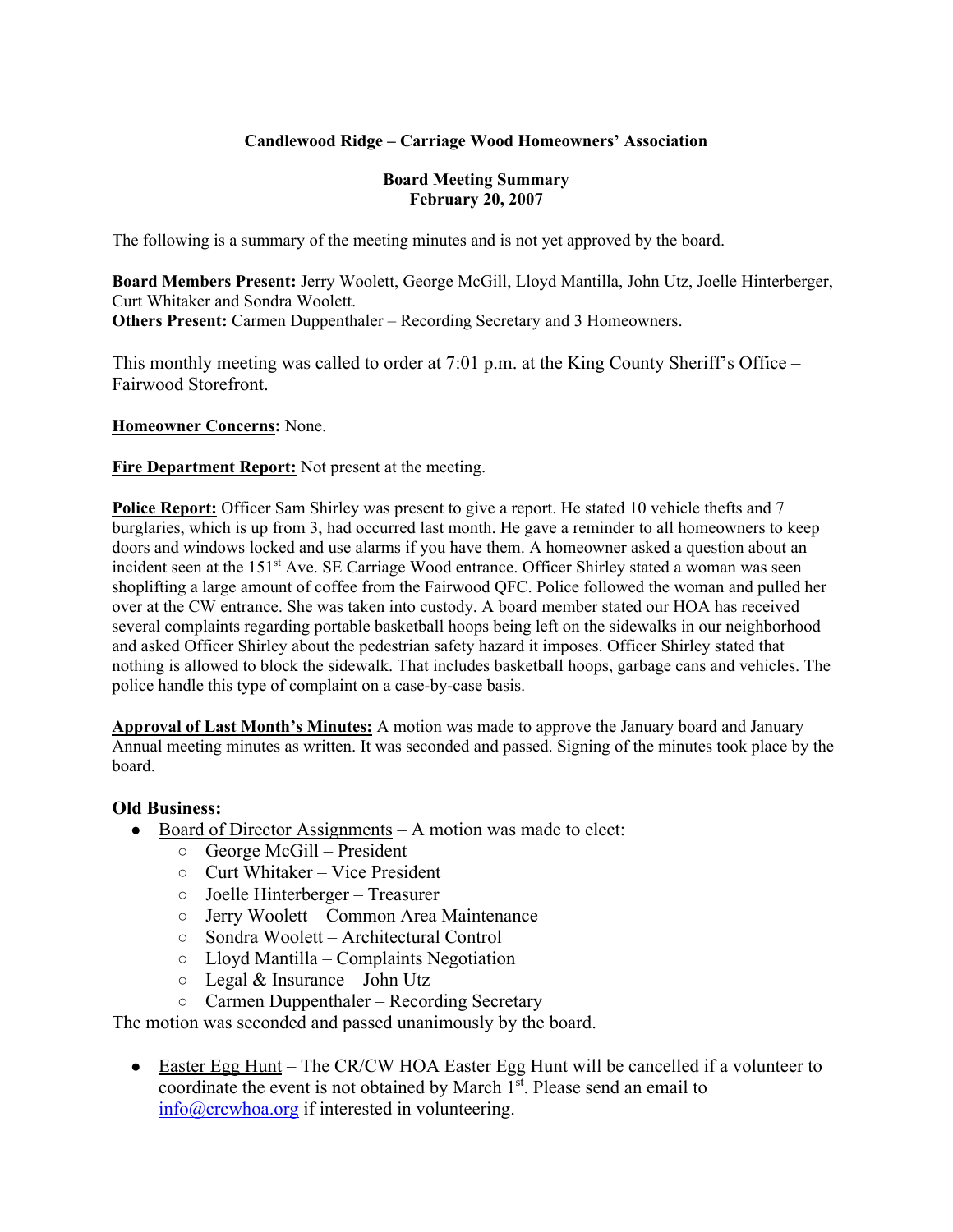**Candlewood Ridge – Carriage Wood Homeowners' Association**

**Board Meeting Summary**
**February 20, 2007**

The following is a summary of the meeting minutes and is not yet approved by the board.

**Board Members Present:** Jerry Woolett, George McGill, Lloyd Mantilla, John Utz, Joelle Hinterberger, Curt Whitaker and Sondra Woolett.
**Others Present:** Carmen Duppenthaler – Recording Secretary and 3 Homeowners.

This monthly meeting was called to order at 7:01 p.m. at the King County Sheriff's Office – Fairwood Storefront.

**Homeowner Concerns:** None.

**Fire Department Report:** Not present at the meeting.

**Police Report:** Officer Sam Shirley was present to give a report. He stated 10 vehicle thefts and 7 burglaries, which is up from 3, had occurred last month. He gave a reminder to all homeowners to keep doors and windows locked and use alarms if you have them. A homeowner asked a question about an incident seen at the 151st Ave. SE Carriage Wood entrance. Officer Shirley stated a woman was seen shoplifting a large amount of coffee from the Fairwood QFC. Police followed the woman and pulled her over at the CW entrance. She was taken into custody. A board member stated our HOA has received several complaints regarding portable basketball hoops being left on the sidewalks in our neighborhood and asked Officer Shirley about the pedestrian safety hazard it imposes. Officer Shirley stated that nothing is allowed to block the sidewalk. That includes basketball hoops, garbage cans and vehicles. The police handle this type of complaint on a case-by-case basis.

**Approval of Last Month's Minutes:** A motion was made to approve the January board and January Annual meeting minutes as written. It was seconded and passed. Signing of the minutes took place by the board.

**Old Business:**

- Board of Director Assignments – A motion was made to elect:
  - George McGill – President
  - Curt Whitaker – Vice President
  - Joelle Hinterberger – Treasurer
  - Jerry Woolett – Common Area Maintenance
  - Sondra Woolett – Architectural Control
  - Lloyd Mantilla – Complaints Negotiation
  - Legal & Insurance – John Utz
  - Carmen Duppenthaler – Recording Secretary

The motion was seconded and passed unanimously by the board.

- Easter Egg Hunt – The CR/CW HOA Easter Egg Hunt will be cancelled if a volunteer to coordinate the event is not obtained by March 1st. Please send an email to info@crcwhoa.org if interested in volunteering.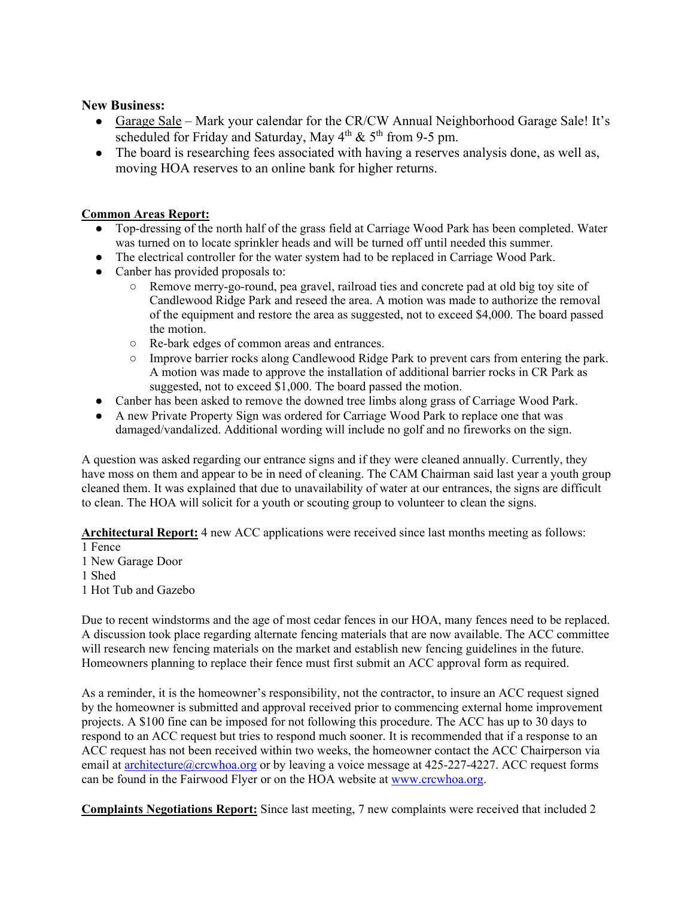**New Business:**

- Garage Sale – Mark your calendar for the CR/CW Annual Neighborhood Garage Sale! It's scheduled for Friday and Saturday, May 4th & 5th from 9-5 pm.
- The board is researching fees associated with having a reserves analysis done, as well as, moving HOA reserves to an online bank for higher returns.

**Common Areas Report:**

- Top-dressing of the north half of the grass field at Carriage Wood Park has been completed. Water was turned on to locate sprinkler heads and will be turned off until needed this summer.
- The electrical controller for the water system had to be replaced in Carriage Wood Park.
- Canber has provided proposals to:
  - Remove merry-go-round, pea gravel, railroad ties and concrete pad at old big toy site of Candlewood Ridge Park and reseed the area. A motion was made to authorize the removal of the equipment and restore the area as suggested, not to exceed $4,000. The board passed the motion.
  - Re-bark edges of common areas and entrances.
  - Improve barrier rocks along Candlewood Ridge Park to prevent cars from entering the park. A motion was made to approve the installation of additional barrier rocks in CR Park as suggested, not to exceed $1,000. The board passed the motion.
- Canber has been asked to remove the downed tree limbs along grass of Carriage Wood Park.
- A new Private Property Sign was ordered for Carriage Wood Park to replace one that was damaged/vandalized. Additional wording will include no golf and no fireworks on the sign.

A question was asked regarding our entrance signs and if they were cleaned annually. Currently, they have moss on them and appear to be in need of cleaning. The CAM Chairman said last year a youth group cleaned them. It was explained that due to unavailability of water at our entrances, the signs are difficult to clean. The HOA will solicit for a youth or scouting group to volunteer to clean the signs.

**Architectural Report:** 4 new ACC applications were received since last months meeting as follows:
1 Fence
1 New Garage Door
1 Shed
1 Hot Tub and Gazebo

Due to recent windstorms and the age of most cedar fences in our HOA, many fences need to be replaced. A discussion took place regarding alternate fencing materials that are now available. The ACC committee will research new fencing materials on the market and establish new fencing guidelines in the future. Homeowners planning to replace their fence must first submit an ACC approval form as required.

As a reminder, it is the homeowner's responsibility, not the contractor, to insure an ACC request signed by the homeowner is submitted and approval received prior to commencing external home improvement projects. A $100 fine can be imposed for not following this procedure. The ACC has up to 30 days to respond to an ACC request but tries to respond much sooner. It is recommended that if a response to an ACC request has not been received within two weeks, the homeowner contact the ACC Chairperson via email at architecture@crcwhoa.org or by leaving a voice message at 425-227-4227. ACC request forms can be found in the Fairwood Flyer or on the HOA website at www.crcwhoa.org.

**Complaints Negotiations Report:** Since last meeting, 7 new complaints were received that included 2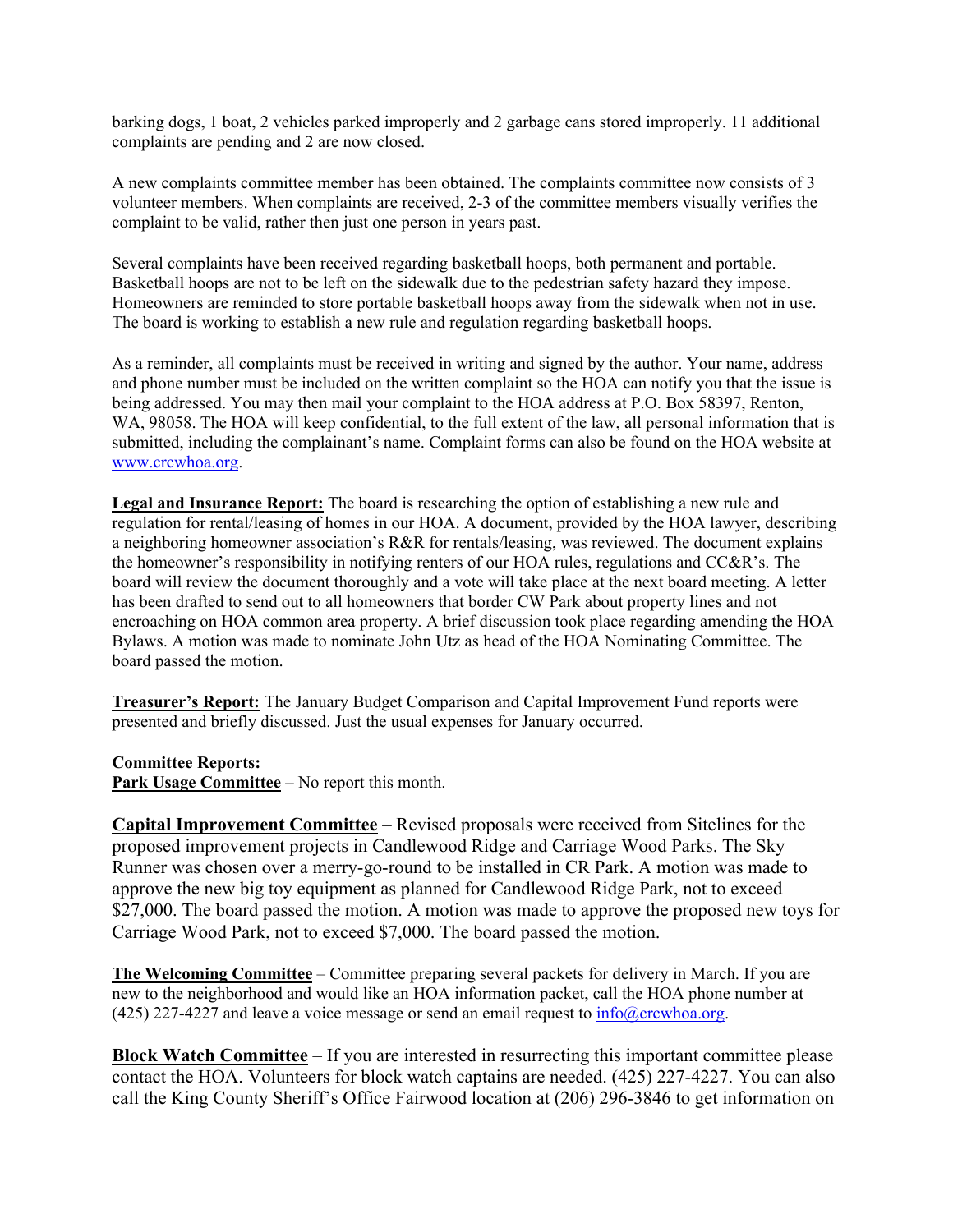barking dogs, 1 boat, 2 vehicles parked improperly and 2 garbage cans stored improperly. 11 additional complaints are pending and 2 are now closed.

A new complaints committee member has been obtained. The complaints committee now consists of 3 volunteer members. When complaints are received, 2-3 of the committee members visually verifies the complaint to be valid, rather then just one person in years past.

Several complaints have been received regarding basketball hoops, both permanent and portable. Basketball hoops are not to be left on the sidewalk due to the pedestrian safety hazard they impose. Homeowners are reminded to store portable basketball hoops away from the sidewalk when not in use. The board is working to establish a new rule and regulation regarding basketball hoops.

As a reminder, all complaints must be received in writing and signed by the author. Your name, address and phone number must be included on the written complaint so the HOA can notify you that the issue is being addressed. You may then mail your complaint to the HOA address at P.O. Box 58397, Renton, WA, 98058. The HOA will keep confidential, to the full extent of the law, all personal information that is submitted, including the complainant's name. Complaint forms can also be found on the HOA website at [www.crcwhoa.org](http://www.crcwhoa.org).

**Legal and Insurance Report:** The board is researching the option of establishing a new rule and regulation for rental/leasing of homes in our HOA. A document, provided by the HOA lawyer, describing a neighboring homeowner association's R&R for rentals/leasing, was reviewed. The document explains the homeowner's responsibility in notifying renters of our HOA rules, regulations and CC&R's. The board will review the document thoroughly and a vote will take place at the next board meeting. A letter has been drafted to send out to all homeowners that border CW Park about property lines and not encroaching on HOA common area property. A brief discussion took place regarding amending the HOA Bylaws. A motion was made to nominate John Utz as head of the HOA Nominating Committee. The board passed the motion.

**Treasurer's Report:** The January Budget Comparison and Capital Improvement Fund reports were presented and briefly discussed. Just the usual expenses for January occurred.

**Committee Reports:**

**Park Usage Committee** – No report this month.

**Capital Improvement Committee** – Revised proposals were received from Sitelines for the proposed improvement projects in Candlewood Ridge and Carriage Wood Parks. The Sky Runner was chosen over a merry-go-round to be installed in CR Park. A motion was made to approve the new big toy equipment as planned for Candlewood Ridge Park, not to exceed $27,000. The board passed the motion. A motion was made to approve the proposed new toys for Carriage Wood Park, not to exceed $7,000. The board passed the motion.

**The Welcoming Committee** – Committee preparing several packets for delivery in March. If you are new to the neighborhood and would like an HOA information packet, call the HOA phone number at (425) 227-4227 and leave a voice message or send an email request to [info@crcwhoa.org](mailto:info@crcwhoa.org).

**Block Watch Committee** – If you are interested in resurrecting this important committee please contact the HOA. Volunteers for block watch captains are needed. (425) 227-4227. You can also call the King County Sheriff's Office Fairwood location at (206) 296-3846 to get information on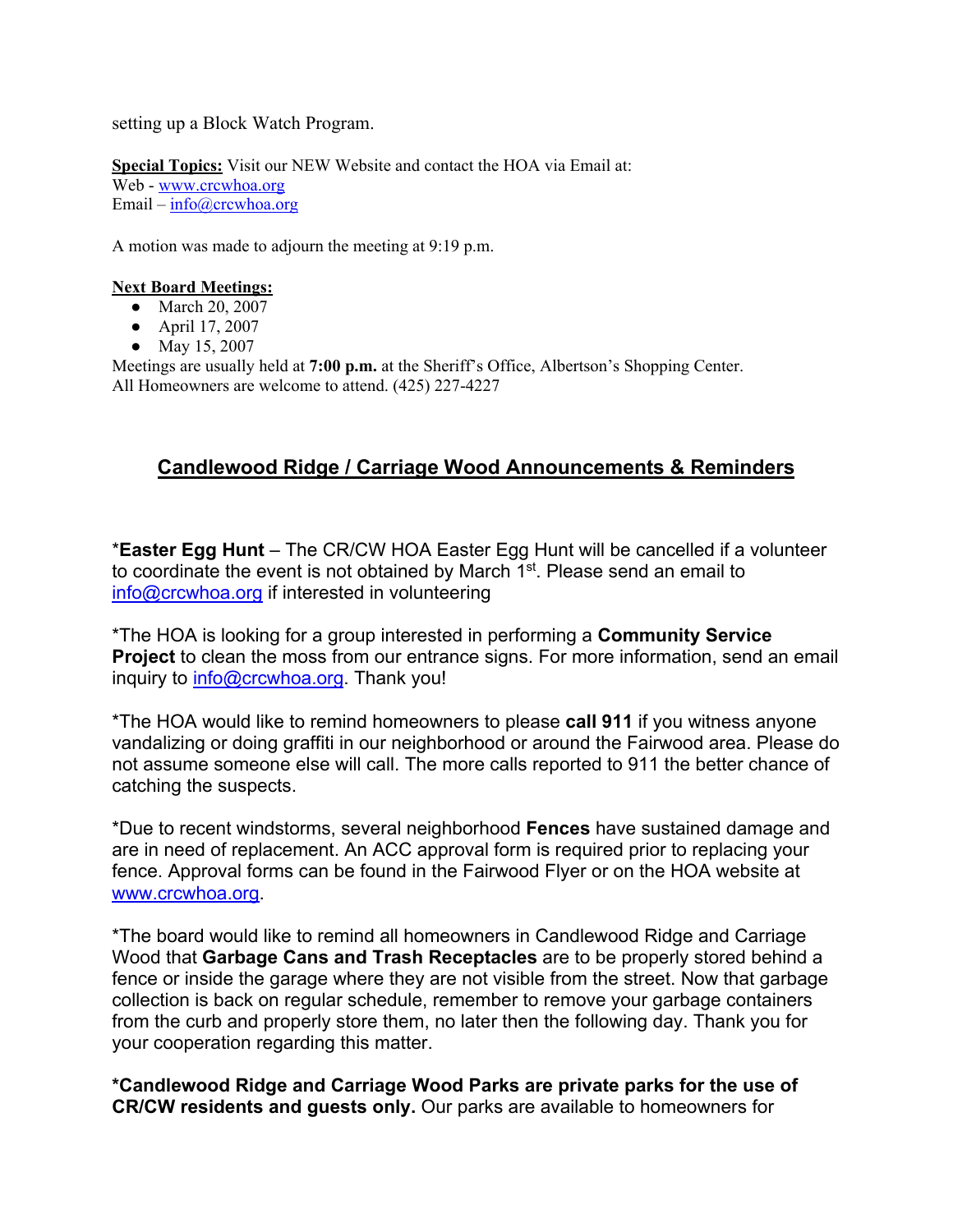setting up a Block Watch Program.

**Special Topics:** Visit our NEW Website and contact the HOA via Email at:
Web - www.crcwhoa.org
Email – info@crcwhoa.org

A motion was made to adjourn the meeting at 9:19 p.m.

**Next Board Meetings:**

- March 20, 2007
- April 17, 2007
- May 15, 2007

Meetings are usually held at **7:00 p.m.** at the Sheriff's Office, Albertson's Shopping Center.
All Homeowners are welcome to attend. (425) 227-4227

## Candlewood Ridge / Carriage Wood Announcements & Reminders

*__Easter Egg Hunt__ – The CR/CW HOA Easter Egg Hunt will be cancelled if a volunteer to coordinate the event is not obtained by March 1st. Please send an email to info@crcwhoa.org if interested in volunteering

*The HOA is looking for a group interested in performing a **Community Service Project** to clean the moss from our entrance signs. For more information, send an email inquiry to info@crcwhoa.org. Thank you!

*The HOA would like to remind homeowners to please **call 911** if you witness anyone vandalizing or doing graffiti in our neighborhood or around the Fairwood area. Please do not assume someone else will call. The more calls reported to 911 the better chance of catching the suspects.

*Due to recent windstorms, several neighborhood **Fences** have sustained damage and are in need of replacement. An ACC approval form is required prior to replacing your fence. Approval forms can be found in the Fairwood Flyer or on the HOA website at www.crcwhoa.org.

*The board would like to remind all homeowners in Candlewood Ridge and Carriage Wood that **Garbage Cans and Trash Receptacles** are to be properly stored behind a fence or inside the garage where they are not visible from the street. Now that garbage collection is back on regular schedule, remember to remove your garbage containers from the curb and properly store them, no later then the following day. Thank you for your cooperation regarding this matter.

**\*Candlewood Ridge and Carriage Wood Parks are private parks for the use of CR/CW residents and guests only.** Our parks are available to homeowners for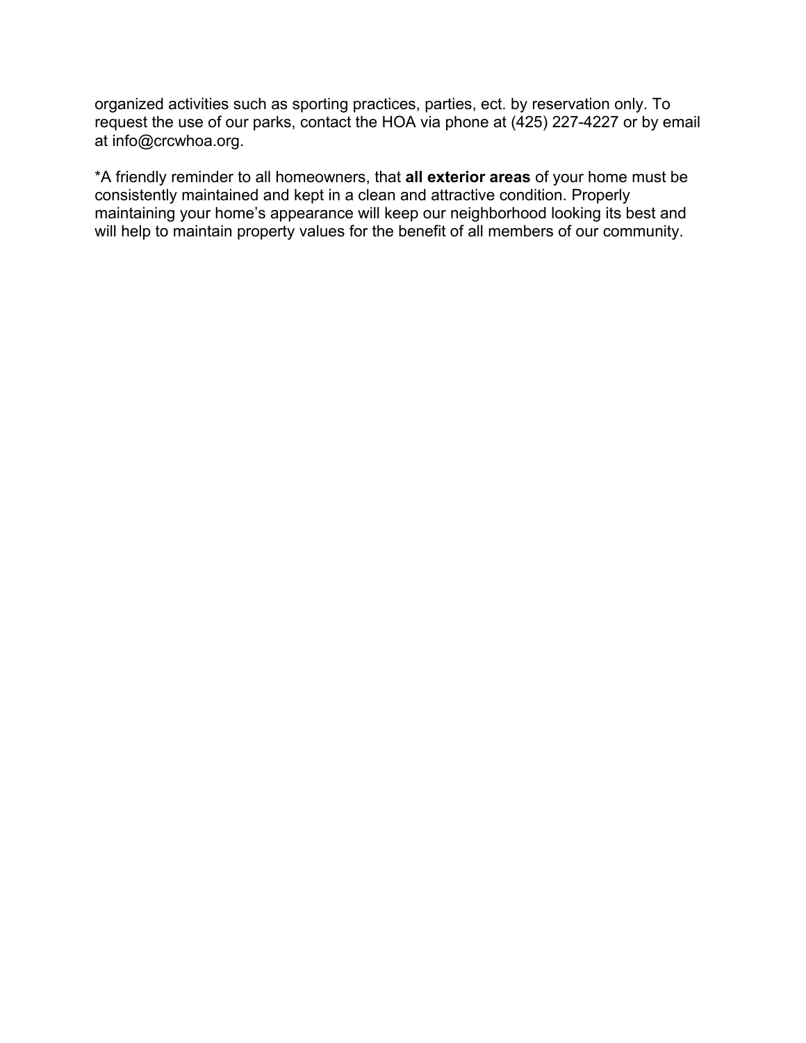organized activities such as sporting practices, parties, ect. by reservation only. To request the use of our parks, contact the HOA via phone at (425) 227-4227 or by email at info@crcwhoa.org.

*A friendly reminder to all homeowners, that **all exterior areas** of your home must be consistently maintained and kept in a clean and attractive condition. Properly maintaining your home's appearance will keep our neighborhood looking its best and will help to maintain property values for the benefit of all members of our community.